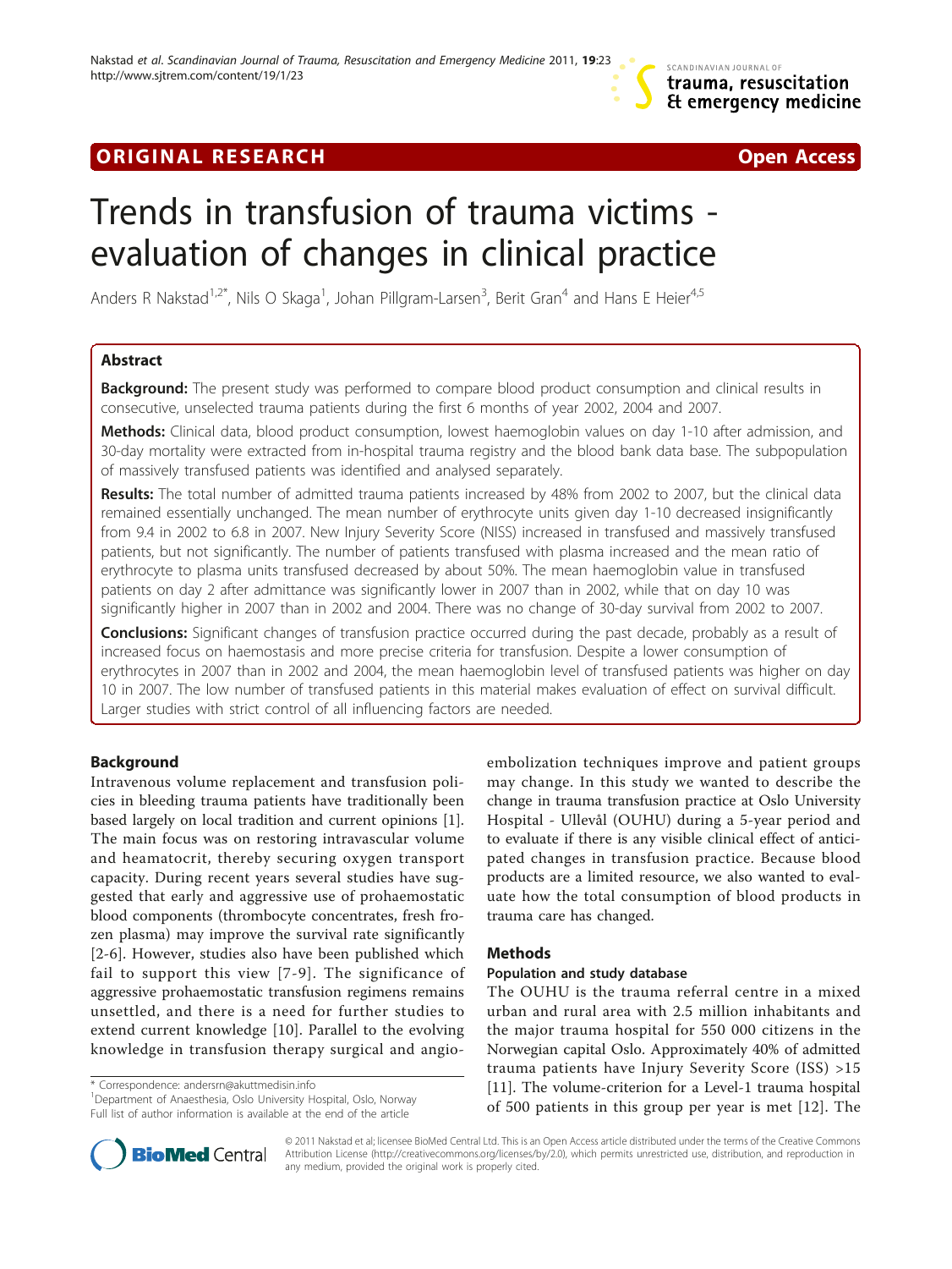ORIGINAL RESEARCH Open Access

# Trends in transfusion of trauma victims - evaluation of changes in clinical practice

Anders R Nakstad[1,2*], Nils O Skaga[1], Johan Pillgram-Larsen[3], Berit Gran[4] and Hans E Heier[4,5]

## Abstract

**Background:** The present study was performed to compare blood product consumption and clinical results in consecutive, unselected trauma patients during the first 6 months of year 2002, 2004 and 2007.

**Methods:** Clinical data, blood product consumption, lowest haemoglobin values on day 1-10 after admission, and 30-day mortality were extracted from in-hospital trauma registry and the blood bank data base. The subpopulation of massively transfused patients was identified and analysed separately.

**Results:** The total number of admitted trauma patients increased by 48% from 2002 to 2007, but the clinical data remained essentially unchanged. The mean number of erythrocyte units given day 1-10 decreased insignificantly from 9.4 in 2002 to 6.8 in 2007. New Injury Severity Score (NISS) increased in transfused and massively transfused patients, but not significantly. The number of patients transfused with plasma increased and the mean ratio of erythrocyte to plasma units transfused decreased by about 50%. The mean haemoglobin value in transfused patients on day 2 after admittance was significantly lower in 2007 than in 2002, while that on day 10 was significantly higher in 2007 than in 2002 and 2004. There was no change of 30-day survival from 2002 to 2007.

**Conclusions:** Significant changes of transfusion practice occurred during the past decade, probably as a result of increased focus on haemostasis and more precise criteria for transfusion. Despite a lower consumption of erythrocytes in 2007 than in 2002 and 2004, the mean haemoglobin level of transfused patients was higher on day 10 in 2007. The low number of transfused patients in this material makes evaluation of effect on survival difficult. Larger studies with strict control of all influencing factors are needed.

## Background

Intravenous volume replacement and transfusion policies in bleeding trauma patients have traditionally been based largely on local tradition and current opinions [1]. The main focus was on restoring intravascular volume and heamatocrit, thereby securing oxygen transport capacity. During recent years several studies have suggested that early and aggressive use of prohaemostatic blood components (thrombocyte concentrates, fresh frozen plasma) may improve the survival rate significantly [2-6]. However, studies also have been published which fail to support this view [7-9]. The significance of aggressive prohaemostatic transfusion regimens remains unsettled, and there is a need for further studies to extend current knowledge [10]. Parallel to the evolving knowledge in transfusion therapy surgical and angio-embolization techniques improve and patient groups may change. In this study we wanted to describe the change in trauma transfusion practice at Oslo University Hospital - Ullevål (OUHU) during a 5-year period and to evaluate if there is any visible clinical effect of anticipated changes in transfusion practice. Because blood products are a limited resource, we also wanted to evaluate how the total consumption of blood products in trauma care has changed.

## Methods

### Population and study database

The OUHU is the trauma referral centre in a mixed urban and rural area with 2.5 million inhabitants and the major trauma hospital for 550 000 citizens in the Norwegian capital Oslo. Approximately 40% of admitted trauma patients have Injury Severity Score (ISS) >15 [11]. The volume-criterion for a Level-1 trauma hospital of 500 patients in this group per year is met [12]. The

\* Correspondence: andersrn@akuttmedisin.info
[1]Department of Anaesthesia, Oslo University Hospital, Oslo, Norway
Full list of author information is available at the end of the article

© 2011 Nakstad et al; licensee BioMed Central Ltd. This is an Open Access article distributed under the terms of the Creative Commons Attribution License (http://creativecommons.org/licenses/by/2.0), which permits unrestricted use, distribution, and reproduction in any medium, provided the original work is properly cited.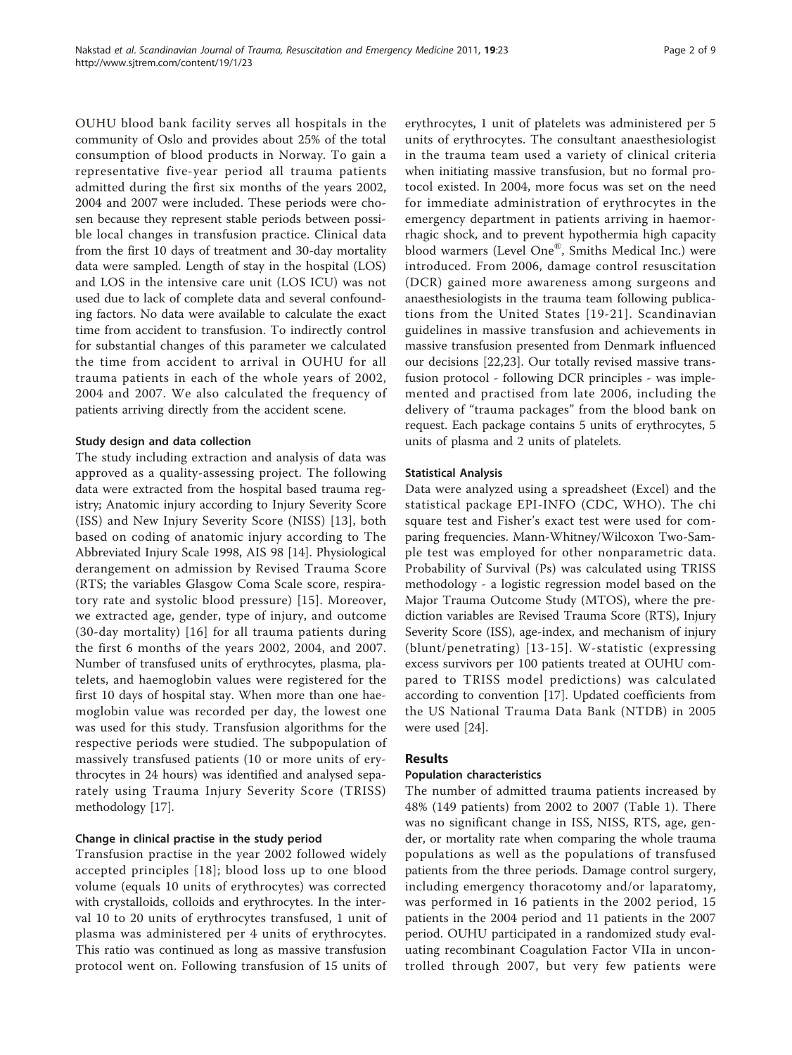OUHU blood bank facility serves all hospitals in the community of Oslo and provides about 25% of the total consumption of blood products in Norway. To gain a representative five-year period all trauma patients admitted during the first six months of the years 2002, 2004 and 2007 were included. These periods were chosen because they represent stable periods between possible local changes in transfusion practice. Clinical data from the first 10 days of treatment and 30-day mortality data were sampled. Length of stay in the hospital (LOS) and LOS in the intensive care unit (LOS ICU) was not used due to lack of complete data and several confounding factors. No data were available to calculate the exact time from accident to transfusion. To indirectly control for substantial changes of this parameter we calculated the time from accident to arrival in OUHU for all trauma patients in each of the whole years of 2002, 2004 and 2007. We also calculated the frequency of patients arriving directly from the accident scene.

### Study design and data collection

The study including extraction and analysis of data was approved as a quality-assessing project. The following data were extracted from the hospital based trauma registry; Anatomic injury according to Injury Severity Score (ISS) and New Injury Severity Score (NISS) [13], both based on coding of anatomic injury according to The Abbreviated Injury Scale 1998, AIS 98 [14]. Physiological derangement on admission by Revised Trauma Score (RTS; the variables Glasgow Coma Scale score, respiratory rate and systolic blood pressure) [15]. Moreover, we extracted age, gender, type of injury, and outcome (30-day mortality) [16] for all trauma patients during the first 6 months of the years 2002, 2004, and 2007. Number of transfused units of erythrocytes, plasma, platelets, and haemoglobin values were registered for the first 10 days of hospital stay. When more than one haemoglobin value was recorded per day, the lowest one was used for this study. Transfusion algorithms for the respective periods were studied. The subpopulation of massively transfused patients (10 or more units of erythrocytes in 24 hours) was identified and analysed separately using Trauma Injury Severity Score (TRISS) methodology [17].

### Change in clinical practise in the study period

Transfusion practise in the year 2002 followed widely accepted principles [18]; blood loss up to one blood volume (equals 10 units of erythrocytes) was corrected with crystalloids, colloids and erythrocytes. In the interval 10 to 20 units of erythrocytes transfused, 1 unit of plasma was administered per 4 units of erythrocytes. This ratio was continued as long as massive transfusion protocol went on. Following transfusion of 15 units of erythrocytes, 1 unit of platelets was administered per 5 units of erythrocytes. The consultant anaesthesiologist in the trauma team used a variety of clinical criteria when initiating massive transfusion, but no formal protocol existed. In 2004, more focus was set on the need for immediate administration of erythrocytes in the emergency department in patients arriving in haemorrhagic shock, and to prevent hypothermia high capacity blood warmers (Level One®, Smiths Medical Inc.) were introduced. From 2006, damage control resuscitation (DCR) gained more awareness among surgeons and anaesthesiologists in the trauma team following publications from the United States [19-21]. Scandinavian guidelines in massive transfusion and achievements in massive transfusion presented from Denmark influenced our decisions [22,23]. Our totally revised massive transfusion protocol - following DCR principles - was implemented and practised from late 2006, including the delivery of "trauma packages" from the blood bank on request. Each package contains 5 units of erythrocytes, 5 units of plasma and 2 units of platelets.

### Statistical Analysis

Data were analyzed using a spreadsheet (Excel) and the statistical package EPI-INFO (CDC, WHO). The chi square test and Fisher's exact test were used for comparing frequencies. Mann-Whitney/Wilcoxon Two-Sample test was employed for other nonparametric data. Probability of Survival (Ps) was calculated using TRISS methodology - a logistic regression model based on the Major Trauma Outcome Study (MTOS), where the prediction variables are Revised Trauma Score (RTS), Injury Severity Score (ISS), age-index, and mechanism of injury (blunt/penetrating) [13-15]. W-statistic (expressing excess survivors per 100 patients treated at OUHU compared to TRISS model predictions) was calculated according to convention [17]. Updated coefficients from the US National Trauma Data Bank (NTDB) in 2005 were used [24].

## Results

### Population characteristics

The number of admitted trauma patients increased by 48% (149 patients) from 2002 to 2007 (Table 1). There was no significant change in ISS, NISS, RTS, age, gender, or mortality rate when comparing the whole trauma populations as well as the populations of transfused patients from the three periods. Damage control surgery, including emergency thoracotomy and/or laparatomy, was performed in 16 patients in the 2002 period, 15 patients in the 2004 period and 11 patients in the 2007 period. OUHU participated in a randomized study evaluating recombinant Coagulation Factor VIIa in uncontrolled through 2007, but very few patients were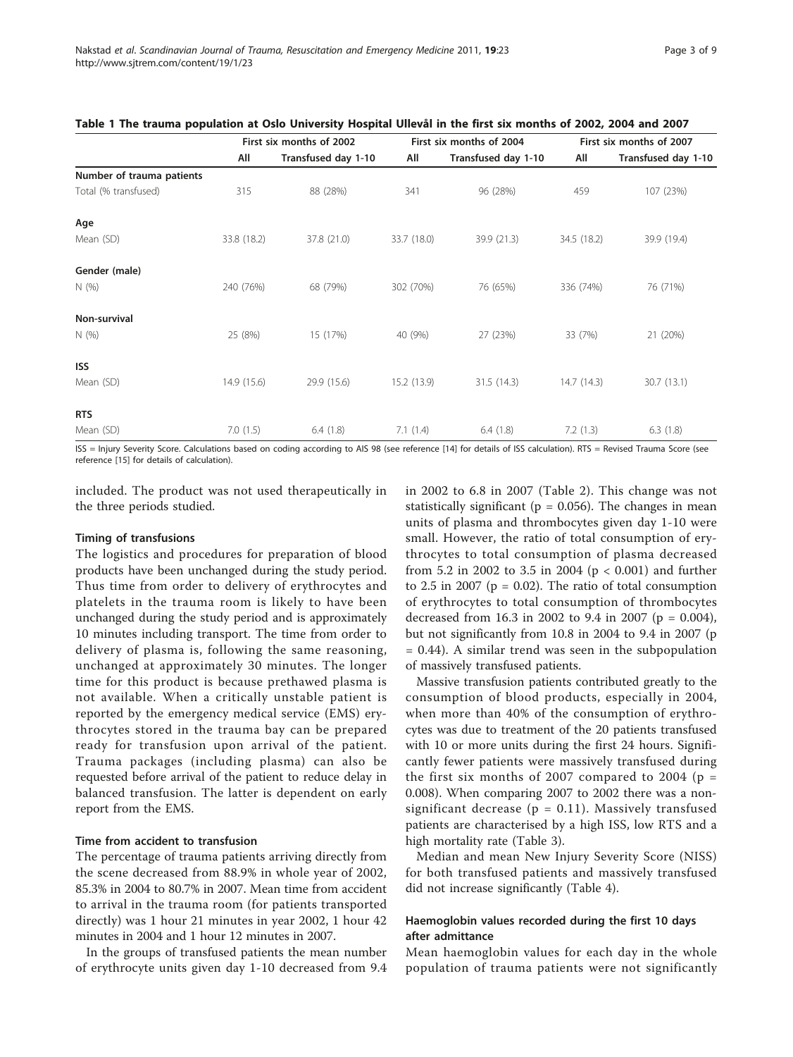**Table 1 The trauma population at Oslo University Hospital Ullevål in the first six months of 2002, 2004 and 2007**

| | First six months of 2002 | | First six months of 2004 | | First six months of 2007 | |
|---|---|---|---|---|---|---|
| | All | Transfused day 1-10 | All | Transfused day 1-10 | All | Transfused day 1-10 |
| **Number of trauma patients** | | | | | | |
| Total (% transfused) | 315 | 88 (28%) | 341 | 96 (28%) | 459 | 107 (23%) |
| **Age** | | | | | | |
| Mean (SD) | 33.8 (18.2) | 37.8 (21.0) | 33.7 (18.0) | 39.9 (21.3) | 34.5 (18.2) | 39.9 (19.4) |
| **Gender (male)** | | | | | | |
| N (%) | 240 (76%) | 68 (79%) | 302 (70%) | 76 (65%) | 336 (74%) | 76 (71%) |
| **Non-survival** | | | | | | |
| N (%) | 25 (8%) | 15 (17%) | 40 (9%) | 27 (23%) | 33 (7%) | 21 (20%) |
| **ISS** | | | | | | |
| Mean (SD) | 14.9 (15.6) | 29.9 (15.6) | 15.2 (13.9) | 31.5 (14.3) | 14.7 (14.3) | 30.7 (13.1) |
| **RTS** | | | | | | |
| Mean (SD) | 7.0 (1.5) | 6.4 (1.8) | 7.1 (1.4) | 6.4 (1.8) | 7.2 (1.3) | 6.3 (1.8) |

ISS = Injury Severity Score. Calculations based on coding according to AIS 98 (see reference [14] for details of ISS calculation). RTS = Revised Trauma Score (see reference [15] for details of calculation).

included. The product was not used therapeutically in the three periods studied.

### Timing of transfusions

The logistics and procedures for preparation of blood products have been unchanged during the study period. Thus time from order to delivery of erythrocytes and platelets in the trauma room is likely to have been unchanged during the study period and is approximately 10 minutes including transport. The time from order to delivery of plasma is, following the same reasoning, unchanged at approximately 30 minutes. The longer time for this product is because prethawed plasma is not available. When a critically unstable patient is reported by the emergency medical service (EMS) erythrocytes stored in the trauma bay can be prepared ready for transfusion upon arrival of the patient. Trauma packages (including plasma) can also be requested before arrival of the patient to reduce delay in balanced transfusion. The latter is dependent on early report from the EMS.

### Time from accident to transfusion

The percentage of trauma patients arriving directly from the scene decreased from 88.9% in whole year of 2002, 85.3% in 2004 to 80.7% in 2007. Mean time from accident to arrival in the trauma room (for patients transported directly) was 1 hour 21 minutes in year 2002, 1 hour 42 minutes in 2004 and 1 hour 12 minutes in 2007.

In the groups of transfused patients the mean number of erythrocyte units given day 1-10 decreased from 9.4 in 2002 to 6.8 in 2007 (Table 2). This change was not statistically significant ($p = 0.056$). The changes in mean units of plasma and thrombocytes given day 1-10 were small. However, the ratio of total consumption of erythrocytes to total consumption of plasma decreased from 5.2 in 2002 to 3.5 in 2004 ($p < 0.001$) and further to 2.5 in 2007 ($p = 0.02$). The ratio of total consumption of erythrocytes to total consumption of thrombocytes decreased from 16.3 in 2002 to 9.4 in 2007 ($p = 0.004$), but not significantly from 10.8 in 2004 to 9.4 in 2007 ($p = 0.44$). A similar trend was seen in the subpopulation of massively transfused patients.

Massive transfusion patients contributed greatly to the consumption of blood products, especially in 2004, when more than 40% of the consumption of erythrocytes was due to treatment of the 20 patients transfused with 10 or more units during the first 24 hours. Significantly fewer patients were massively transfused during the first six months of 2007 compared to 2004 ($p = 0.008$). When comparing 2007 to 2002 there was a non-significant decrease ($p = 0.11$). Massively transfused patients are characterised by a high ISS, low RTS and a high mortality rate (Table 3).

Median and mean New Injury Severity Score (NISS) for both transfused patients and massively transfused did not increase significantly (Table 4).

### Haemoglobin values recorded during the first 10 days after admittance

Mean haemoglobin values for each day in the whole population of trauma patients were not significantly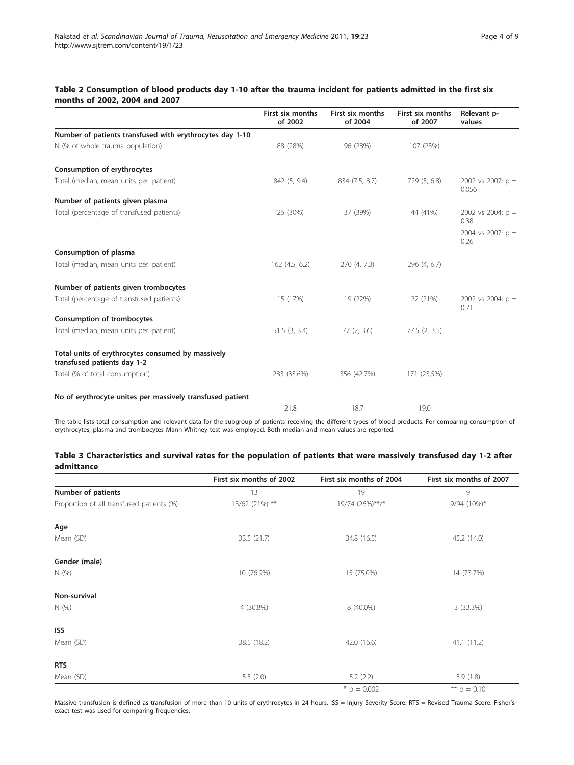**Table 2 Consumption of blood products day 1-10 after the trauma incident for patients admitted in the first six months of 2002, 2004 and 2007**

| | First six months of 2002 | First six months of 2004 | First six months of 2007 | Relevant p-values |
|---|---|---|---|---|
| **Number of patients transfused with erythrocytes day 1-10** | | | | |
| N (% of whole trauma population) | 88 (28%) | 96 (28%) | 107 (23%) | |
| **Consumption of erythrocytes** | | | | |
| Total (median, mean units per. patient) | 842 (5, 9.4) | 834 (7.5, 8.7) | 729 (5, 6.8) | 2002 vs 2007: p = 0.056 |
| **Number of patients given plasma** | | | | |
| Total (percentage of transfused patients) | 26 (30%) | 37 (39%) | 44 (41%) | 2002 vs 2004: p = 0.38<br>2004 vs 2007: p = 0.26 |
| **Consumption of plasma** | | | | |
| Total (median, mean units per. patient) | 162 (4.5, 6.2) | 270 (4, 7.3) | 296 (4, 6.7) | |
| **Number of patients given trombocytes** | | | | |
| Total (percentage of transfused patients) | 15 (17%) | 19 (22%) | 22 (21%) | 2002 vs 2004: p = 0.71 |
| **Consumption of trombocytes** | | | | |
| Total (median, mean units per. patient) | 51.5 (3, 3.4) | 77 (2, 3.6) | 77.5 (2, 3.5) | |
| **Total units of erythrocytes consumed by massively transfused patients day 1-2** | | | | |
| Total (% of total consumption) | 283 (33.6%) | 356 (42.7%) | 171 (23,5%) | |
| **No of erythrocyte unites per massively transfused patient** | | | | |
| | 21.8 | 18.7 | 19.0 | |

The table lists total consumption and relevant data for the subgroup of patients receiving the different types of blood products. For comparing consumption of erythrocytes, plasma and trombocytes Mann-Whitney test was employed. Both median and mean values are reported.

**Table 3 Characteristics and survival rates for the population of patients that were massively transfused day 1-2 after admittance**

| | First six months of 2002 | First six months of 2004 | First six months of 2007 |
|---|---|---|---|
| **Number of patients** | 13 | 19 | 9 |
| Proportion of all transfused patients (%) | 13/62 (21%) ** | 19/74 (26%)**/* | 9/94 (10%)* |
| **Age** | | | |
| Mean (SD) | 33.5 (21.7) | 34.8 (16.5) | 45.2 (14.0) |
| **Gender (male)** | | | |
| N (%) | 10 (76.9%) | 15 (75.0%) | 14 (73.7%) |
| **Non-survival** | | | |
| N (%) | 4 (30.8%) | 8 (40.0%) | 3 (33.3%) |
| **ISS** | | | |
| Mean (SD) | 38.5 (18.2) | 42.0 (16.6) | 41.1 (11.2) |
| **RTS** | | | |
| Mean (SD) | 5.5 (2.0) | 5.2 (2.2) | 5.9 (1.8) |
| | | * p = 0.002 | ** p = 0.10 |

Massive transfusion is defined as transfusion of more than 10 units of erythrocytes in 24 hours. ISS = Injury Severity Score. RTS = Revised Trauma Score. Fisher's exact test was used for comparing frequencies.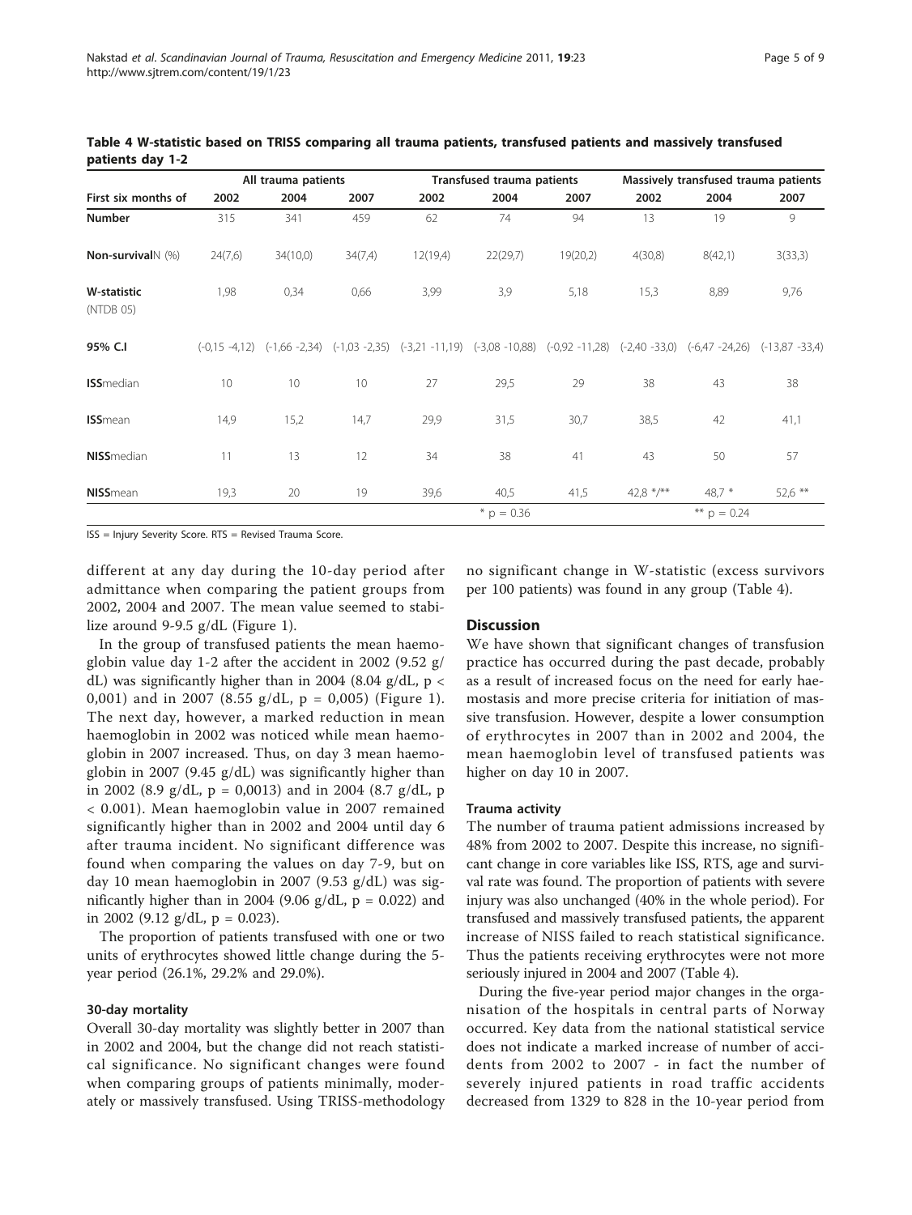**Table 4 W-statistic based on TRISS comparing all trauma patients, transfused patients and massively transfused patients day 1-2**

| | All trauma patients | | | Transfused trauma patients | | | Massively transfused trauma patients | | |
|---|---|---|---|---|---|---|---|---|---|
| First six months of | 2002 | 2004 | 2007 | 2002 | 2004 | 2007 | 2002 | 2004 | 2007 |
| **Number** | 315 | 341 | 459 | 62 | 74 | 94 | 13 | 19 | 9 |
| **Non-survival**N (%) | 24(7,6) | 34(10,0) | 34(7,4) | 12(19,4) | 22(29,7) | 19(20,2) | 4(30,8) | 8(42,1) | 3(33,3) |
| **W-statistic** (NTDB 05) | 1,98 | 0,34 | 0,66 | 3,99 | 3,9 | 5,18 | 15,3 | 8,89 | 9,76 |
| **95% C.I** | (-0,15 -4,12) | (-1,66 -2,34) | (-1,03 -2,35) | (-3,21 -11,19) | (-3,08 -10,88) | (-0,92 -11,28) | (-2,40 -33,0) | (-6,47 -24,26) | (-13,87 -33,4) |
| **ISS**median | 10 | 10 | 10 | 27 | 29,5 | 29 | 38 | 43 | 38 |
| **ISS**mean | 14,9 | 15,2 | 14,7 | 29,9 | 31,5 | 30,7 | 38,5 | 42 | 41,1 |
| **NISS**median | 11 | 13 | 12 | 34 | 38 | 41 | 43 | 50 | 57 |
| **NISS**mean | 19,3 | 20 | 19 | 39,6 | 40,5 | 41,5 | 42,8 */** | 48,7 * | 52,6 ** |
| | | | | | * p = 0.36 | | | ** p = 0.24 | |

ISS = Injury Severity Score. RTS = Revised Trauma Score.

different at any day during the 10-day period after admittance when comparing the patient groups from 2002, 2004 and 2007. The mean value seemed to stabilize around 9-9.5 g/dL (Figure 1).

In the group of transfused patients the mean haemoglobin value day 1-2 after the accident in 2002 (9.52 g/dL) was significantly higher than in 2004 (8.04 g/dL, $p < 0,001$) and in 2007 (8.55 g/dL, $p = 0,005$) (Figure 1). The next day, however, a marked reduction in mean haemoglobin in 2002 was noticed while mean haemoglobin in 2007 increased. Thus, on day 3 mean haemoglobin in 2007 (9.45 g/dL) was significantly higher than in 2002 (8.9 g/dL, $p = 0,0013$) and in 2004 (8.7 g/dL, $p < 0.001$). Mean haemoglobin value in 2007 remained significantly higher than in 2002 and 2004 until day 6 after trauma incident. No significant difference was found when comparing the values on day 7-9, but on day 10 mean haemoglobin in 2007 (9.53 g/dL) was significantly higher than in 2004 (9.06 g/dL, $p = 0.022$) and in 2002 (9.12 g/dL, $p = 0.023$).

The proportion of patients transfused with one or two units of erythrocytes showed little change during the 5-year period (26.1%, 29.2% and 29.0%).

### 30-day mortality

Overall 30-day mortality was slightly better in 2007 than in 2002 and 2004, but the change did not reach statistical significance. No significant changes were found when comparing groups of patients minimally, moderately or massively transfused. Using TRISS-methodology no significant change in W-statistic (excess survivors per 100 patients) was found in any group (Table 4).

## Discussion

We have shown that significant changes of transfusion practice has occurred during the past decade, probably as a result of increased focus on the need for early haemostasis and more precise criteria for initiation of massive transfusion. However, despite a lower consumption of erythrocytes in 2007 than in 2002 and 2004, the mean haemoglobin level of transfused patients was higher on day 10 in 2007.

### Trauma activity

The number of trauma patient admissions increased by 48% from 2002 to 2007. Despite this increase, no significant change in core variables like ISS, RTS, age and survival rate was found. The proportion of patients with severe injury was also unchanged (40% in the whole period). For transfused and massively transfused patients, the apparent increase of NISS failed to reach statistical significance. Thus the patients receiving erythrocytes were not more seriously injured in 2004 and 2007 (Table 4).

During the five-year period major changes in the organisation of the hospitals in central parts of Norway occurred. Key data from the national statistical service does not indicate a marked increase of number of accidents from 2002 to 2007 - in fact the number of severely injured patients in road traffic accidents decreased from 1329 to 828 in the 10-year period from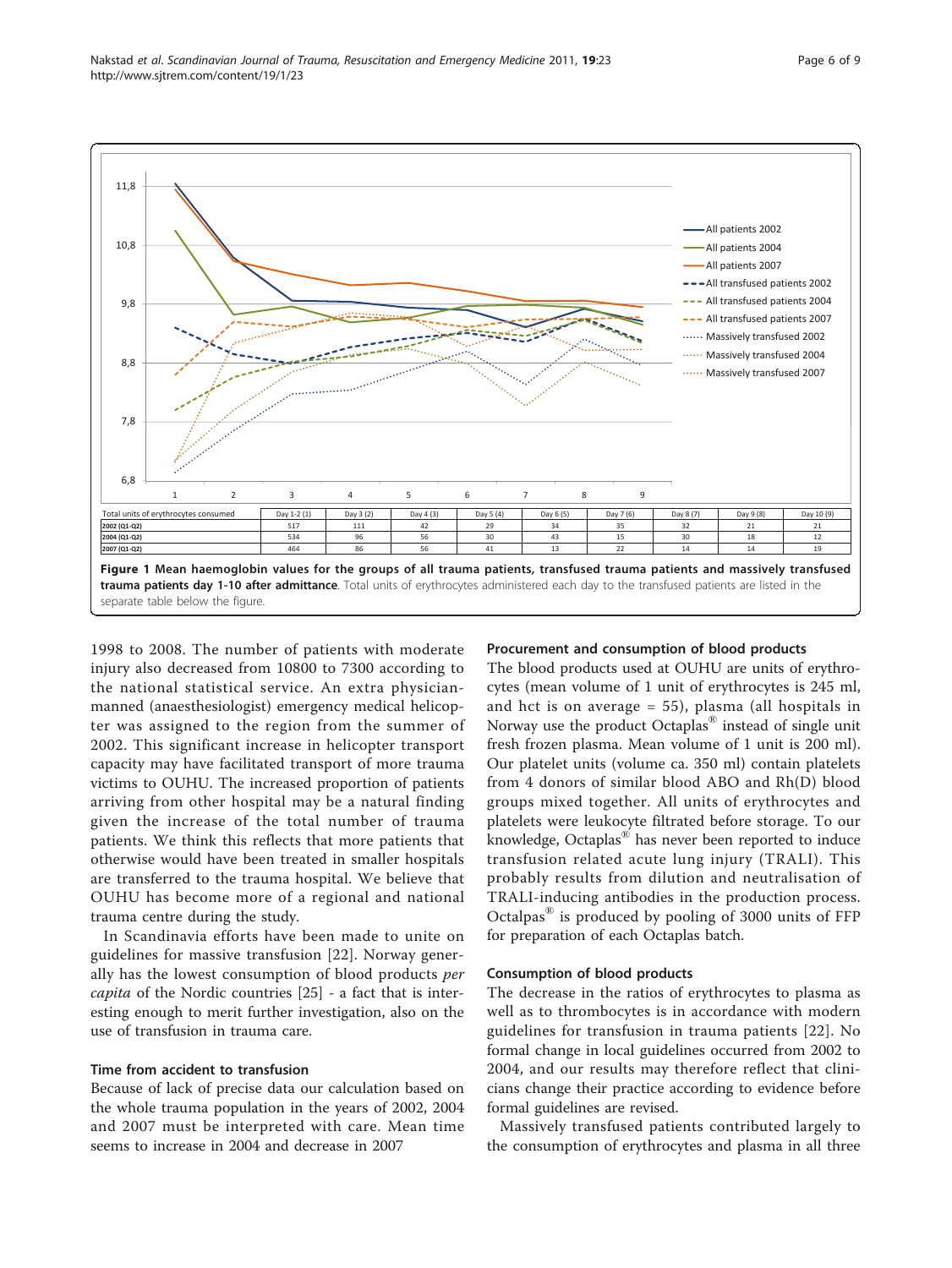| Total units of erythrocytes consumed | Day 1-2 (1) | Day 3 (2) | Day 4 (3) | Day 5 (4) | Day 6 (5) | Day 7 (6) | Day 8 (7) | Day 9 (8) | Day 10 (9) |
|---|---|---|---|---|---|---|---|---|---|
| 2002 (Q1-Q2) | 517 | 111 | 42 | 29 | 34 | 35 | 32 | 21 | 21 |
| 2004 (Q1-Q2) | 534 | 96 | 56 | 30 | 43 | 15 | 30 | 18 | 12 |
| 2007 (Q1-Q2) | 464 | 86 | 56 | 41 | 13 | 22 | 14 | 14 | 19 |

**Figure 1 Mean haemoglobin values for the groups of all trauma patients, transfused trauma patients and massively transfused trauma patients day 1-10 after admittance**. Total units of erythrocytes administered each day to the transfused patients are listed in the separate table below the figure.

1998 to 2008. The number of patients with moderate injury also decreased from 10800 to 7300 according to the national statistical service. An extra physician-manned (anaesthesiologist) emergency medical helicopter was assigned to the region from the summer of 2002. This significant increase in helicopter transport capacity may have facilitated transport of more trauma victims to OUHU. The increased proportion of patients arriving from other hospital may be a natural finding given the increase of the total number of trauma patients. We think this reflects that more patients that otherwise would have been treated in smaller hospitals are transferred to the trauma hospital. We believe that OUHU has become more of a regional and national trauma centre during the study.

In Scandinavia efforts have been made to unite on guidelines for massive transfusion [22]. Norway generally has the lowest consumption of blood products *per capita* of the Nordic countries [25] - a fact that is interesting enough to merit further investigation, also on the use of transfusion in trauma care.

### Time from accident to transfusion

Because of lack of precise data our calculation based on the whole trauma population in the years of 2002, 2004 and 2007 must be interpreted with care. Mean time seems to increase in 2004 and decrease in 2007

### Procurement and consumption of blood products

The blood products used at OUHU are units of erythrocytes (mean volume of 1 unit of erythrocytes is 245 ml, and hct is on average = 55), plasma (all hospitals in Norway use the product Octaplas® instead of single unit fresh frozen plasma. Mean volume of 1 unit is 200 ml). Our platelet units (volume ca. 350 ml) contain platelets from 4 donors of similar blood ABO and Rh(D) blood groups mixed together. All units of erythrocytes and platelets were leukocyte filtrated before storage. To our knowledge, Octaplas® has never been reported to induce transfusion related acute lung injury (TRALI). This probably results from dilution and neutralisation of TRALI-inducing antibodies in the production process. Octalpas® is produced by pooling of 3000 units of FFP for preparation of each Octaplas batch.

### Consumption of blood products

The decrease in the ratios of erythrocytes to plasma as well as to thrombocytes is in accordance with modern guidelines for transfusion in trauma patients [22]. No formal change in local guidelines occurred from 2002 to 2004, and our results may therefore reflect that clinicians change their practice according to evidence before formal guidelines are revised.

Massively transfused patients contributed largely to the consumption of erythrocytes and plasma in all three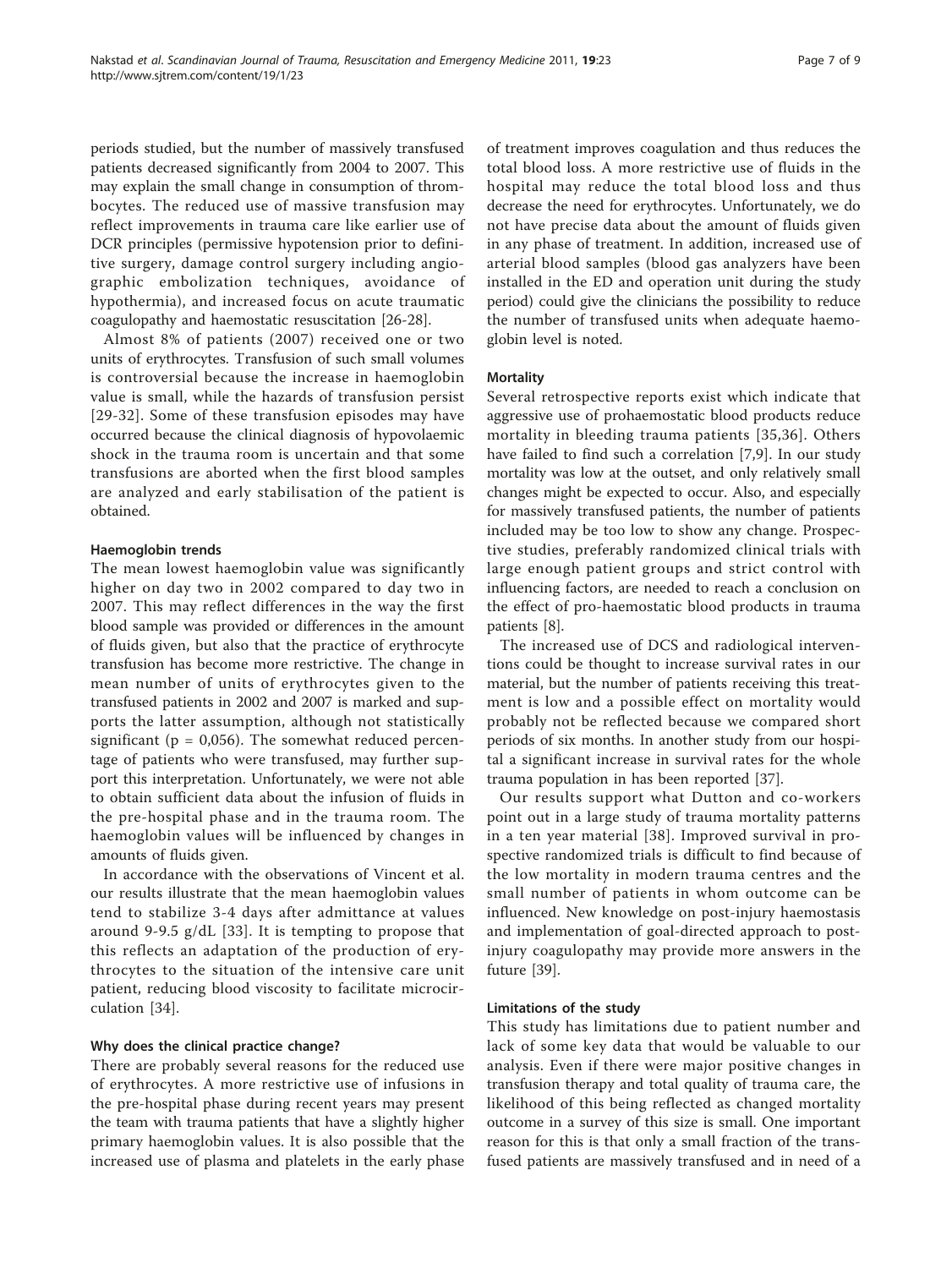periods studied, but the number of massively transfused patients decreased significantly from 2004 to 2007. This may explain the small change in consumption of thrombocytes. The reduced use of massive transfusion may reflect improvements in trauma care like earlier use of DCR principles (permissive hypotension prior to definitive surgery, damage control surgery including angiographic embolization techniques, avoidance of hypothermia), and increased focus on acute traumatic coagulopathy and haemostatic resuscitation [26-28].

Almost 8% of patients (2007) received one or two units of erythrocytes. Transfusion of such small volumes is controversial because the increase in haemoglobin value is small, while the hazards of transfusion persist [29-32]. Some of these transfusion episodes may have occurred because the clinical diagnosis of hypovolaemic shock in the trauma room is uncertain and that some transfusions are aborted when the first blood samples are analyzed and early stabilisation of the patient is obtained.

#### Haemoglobin trends

The mean lowest haemoglobin value was significantly higher on day two in 2002 compared to day two in 2007. This may reflect differences in the way the first blood sample was provided or differences in the amount of fluids given, but also that the practice of erythrocyte transfusion has become more restrictive. The change in mean number of units of erythrocytes given to the transfused patients in 2002 and 2007 is marked and supports the latter assumption, although not statistically significant ($p = 0{,}056$). The somewhat reduced percentage of patients who were transfused, may further support this interpretation. Unfortunately, we were not able to obtain sufficient data about the infusion of fluids in the pre-hospital phase and in the trauma room. The haemoglobin values will be influenced by changes in amounts of fluids given.

In accordance with the observations of Vincent et al. our results illustrate that the mean haemoglobin values tend to stabilize 3-4 days after admittance at values around 9-9.5 g/dL [33]. It is tempting to propose that this reflects an adaptation of the production of erythrocytes to the situation of the intensive care unit patient, reducing blood viscosity to facilitate microcirculation [34].

#### Why does the clinical practice change?

There are probably several reasons for the reduced use of erythrocytes. A more restrictive use of infusions in the pre-hospital phase during recent years may present the team with trauma patients that have a slightly higher primary haemoglobin values. It is also possible that the increased use of plasma and platelets in the early phase of treatment improves coagulation and thus reduces the total blood loss. A more restrictive use of fluids in the hospital may reduce the total blood loss and thus decrease the need for erythrocytes. Unfortunately, we do not have precise data about the amount of fluids given in any phase of treatment. In addition, increased use of arterial blood samples (blood gas analyzers have been installed in the ED and operation unit during the study period) could give the clinicians the possibility to reduce the number of transfused units when adequate haemoglobin level is noted.

#### Mortality

Several retrospective reports exist which indicate that aggressive use of prohaemostatic blood products reduce mortality in bleeding trauma patients [35,36]. Others have failed to find such a correlation [7,9]. In our study mortality was low at the outset, and only relatively small changes might be expected to occur. Also, and especially for massively transfused patients, the number of patients included may be too low to show any change. Prospective studies, preferably randomized clinical trials with large enough patient groups and strict control with influencing factors, are needed to reach a conclusion on the effect of pro-haemostatic blood products in trauma patients [8].

The increased use of DCS and radiological interventions could be thought to increase survival rates in our material, but the number of patients receiving this treatment is low and a possible effect on mortality would probably not be reflected because we compared short periods of six months. In another study from our hospital a significant increase in survival rates for the whole trauma population in has been reported [37].

Our results support what Dutton and co-workers point out in a large study of trauma mortality patterns in a ten year material [38]. Improved survival in prospective randomized trials is difficult to find because of the low mortality in modern trauma centres and the small number of patients in whom outcome can be influenced. New knowledge on post-injury haemostasis and implementation of goal-directed approach to post-injury coagulopathy may provide more answers in the future [39].

#### Limitations of the study

This study has limitations due to patient number and lack of some key data that would be valuable to our analysis. Even if there were major positive changes in transfusion therapy and total quality of trauma care, the likelihood of this being reflected as changed mortality outcome in a survey of this size is small. One important reason for this is that only a small fraction of the transfused patients are massively transfused and in need of a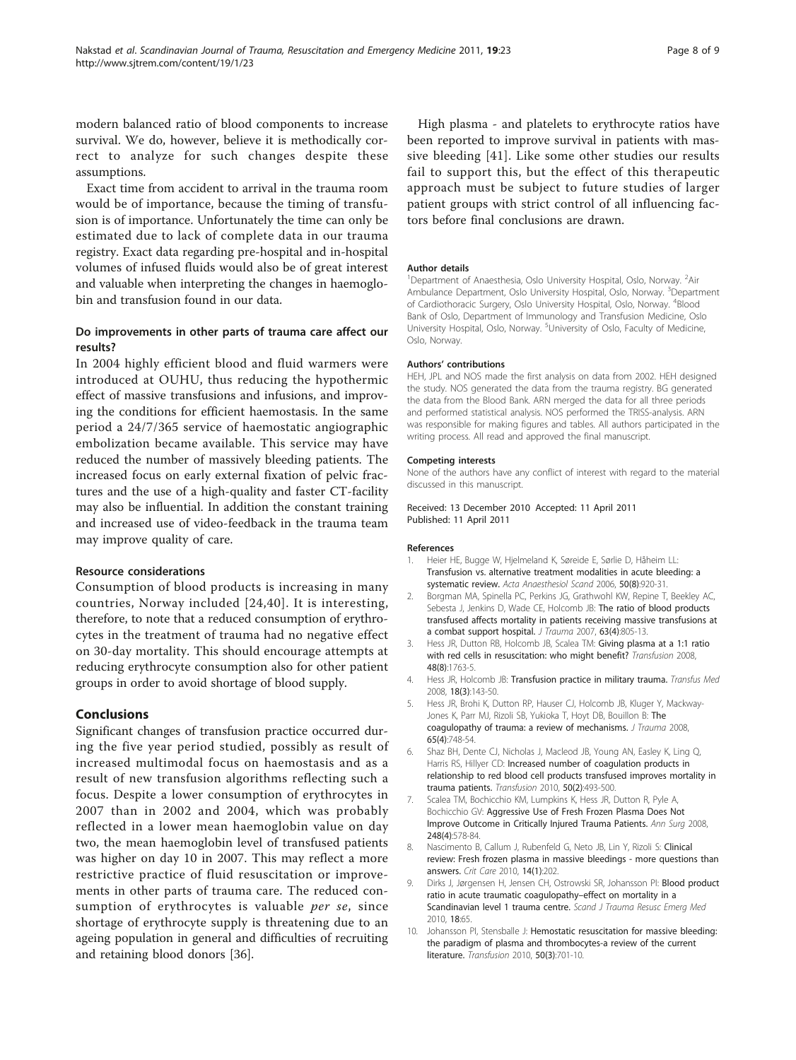modern balanced ratio of blood components to increase survival. We do, however, believe it is methodically correct to analyze for such changes despite these assumptions.

Exact time from accident to arrival in the trauma room would be of importance, because the timing of transfusion is of importance. Unfortunately the time can only be estimated due to lack of complete data in our trauma registry. Exact data regarding pre-hospital and in-hospital volumes of infused fluids would also be of great interest and valuable when interpreting the changes in haemoglobin and transfusion found in our data.

### Do improvements in other parts of trauma care affect our results?

In 2004 highly efficient blood and fluid warmers were introduced at OUHU, thus reducing the hypothermic effect of massive transfusions and infusions, and improving the conditions for efficient haemostasis. In the same period a 24/7/365 service of haemostatic angiographic embolization became available. This service may have reduced the number of massively bleeding patients. The increased focus on early external fixation of pelvic fractures and the use of a high-quality and faster CT-facility may also be influential. In addition the constant training and increased use of video-feedback in the trauma team may improve quality of care.

### Resource considerations

Consumption of blood products is increasing in many countries, Norway included [24,40]. It is interesting, therefore, to note that a reduced consumption of erythrocytes in the treatment of trauma had no negative effect on 30-day mortality. This should encourage attempts at reducing erythrocyte consumption also for other patient groups in order to avoid shortage of blood supply.

## Conclusions

Significant changes of transfusion practice occurred during the five year period studied, possibly as result of increased multimodal focus on haemostasis and as a result of new transfusion algorithms reflecting such a focus. Despite a lower consumption of erythrocytes in 2007 than in 2002 and 2004, which was probably reflected in a lower mean haemoglobin value on day two, the mean haemoglobin level of transfused patients was higher on day 10 in 2007. This may reflect a more restrictive practice of fluid resuscitation or improvements in other parts of trauma care. The reduced consumption of erythrocytes is valuable *per se*, since shortage of erythrocyte supply is threatening due to an ageing population in general and difficulties of recruiting and retaining blood donors [36].

High plasma - and platelets to erythrocyte ratios have been reported to improve survival in patients with massive bleeding [41]. Like some other studies our results fail to support this, but the effect of this therapeutic approach must be subject to future studies of larger patient groups with strict control of all influencing factors before final conclusions are drawn.

#### Author details

[1]Department of Anaesthesia, Oslo University Hospital, Oslo, Norway. [2]Air Ambulance Department, Oslo University Hospital, Oslo, Norway. [3]Department of Cardiothoracic Surgery, Oslo University Hospital, Oslo, Norway. [4]Blood Bank of Oslo, Department of Immunology and Transfusion Medicine, Oslo University Hospital, Oslo, Norway. [5]University of Oslo, Faculty of Medicine, Oslo, Norway.

#### Authors' contributions

HEH, JPL and NOS made the first analysis on data from 2002. HEH designed the study. NOS generated the data from the trauma registry. BG generated the data from the Blood Bank. ARN merged the data for all three periods and performed statistical analysis. NOS performed the TRISS-analysis. ARN was responsible for making figures and tables. All authors participated in the writing process. All read and approved the final manuscript.

#### Competing interests

None of the authors have any conflict of interest with regard to the material discussed in this manuscript.

Received: 13 December 2010 Accepted: 11 April 2011
Published: 11 April 2011

#### References

1. Heier HE, Bugge W, Hjelmeland K, Søreide E, Sørlie D, Håheim LL: **Transfusion vs. alternative treatment modalities in acute bleeding: a systematic review.** *Acta Anaesthesiol Scand* 2006, **50(8)**:920-31.
2. Borgman MA, Spinella PC, Perkins JG, Grathwohl KW, Repine T, Beekley AC, Sebesta J, Jenkins D, Wade CE, Holcomb JB: **The ratio of blood products transfused affects mortality in patients receiving massive transfusions at a combat support hospital.** *J Trauma* 2007, **63(4)**:805-13.
3. Hess JR, Dutton RB, Holcomb JB, Scalea TM: **Giving plasma at a 1:1 ratio with red cells in resuscitation: who might benefit?** *Transfusion* 2008, **48(8)**:1763-5.
4. Hess JR, Holcomb JB: **Transfusion practice in military trauma.** *Transfus Med* 2008, **18(3)**:143-50.
5. Hess JR, Brohi K, Dutton RP, Hauser CJ, Holcomb JB, Kluger Y, Mackway-Jones K, Parr MJ, Rizoli SB, Yukioka T, Hoyt DB, Bouillon B: **The coagulopathy of trauma: a review of mechanisms.** *J Trauma* 2008, **65(4)**:748-54.
6. Shaz BH, Dente CJ, Nicholas J, Macleod JB, Young AN, Easley K, Ling Q, Harris RS, Hillyer CD: **Increased number of coagulation products in relationship to red blood cell products transfused improves mortality in trauma patients.** *Transfusion* 2010, **50(2)**:493-500.
7. Scalea TM, Bochicchio KM, Lumpkins K, Hess JR, Dutton R, Pyle A, Bochicchio GV: **Aggressive Use of Fresh Frozen Plasma Does Not Improve Outcome in Critically Injured Trauma Patients.** *Ann Surg* 2008, **248(4)**:578-84.
8. Nascimento B, Callum J, Rubenfeld G, Neto JB, Lin Y, Rizoli S: **Clinical review: Fresh frozen plasma in massive bleedings - more questions than answers.** *Crit Care* 2010, **14(1)**:202.
9. Dirks J, Jørgensen H, Jensen CH, Ostrowski SR, Johansson PI: **Blood product ratio in acute traumatic coagulopathy–effect on mortality in a Scandinavian level 1 trauma centre.** *Scand J Trauma Resusc Emerg Med* 2010, **18**:65.
10. Johansson PI, Stensballe J: **Hemostatic resuscitation for massive bleeding: the paradigm of plasma and thrombocytes-a review of the current literature.** *Transfusion* 2010, **50(3)**:701-10.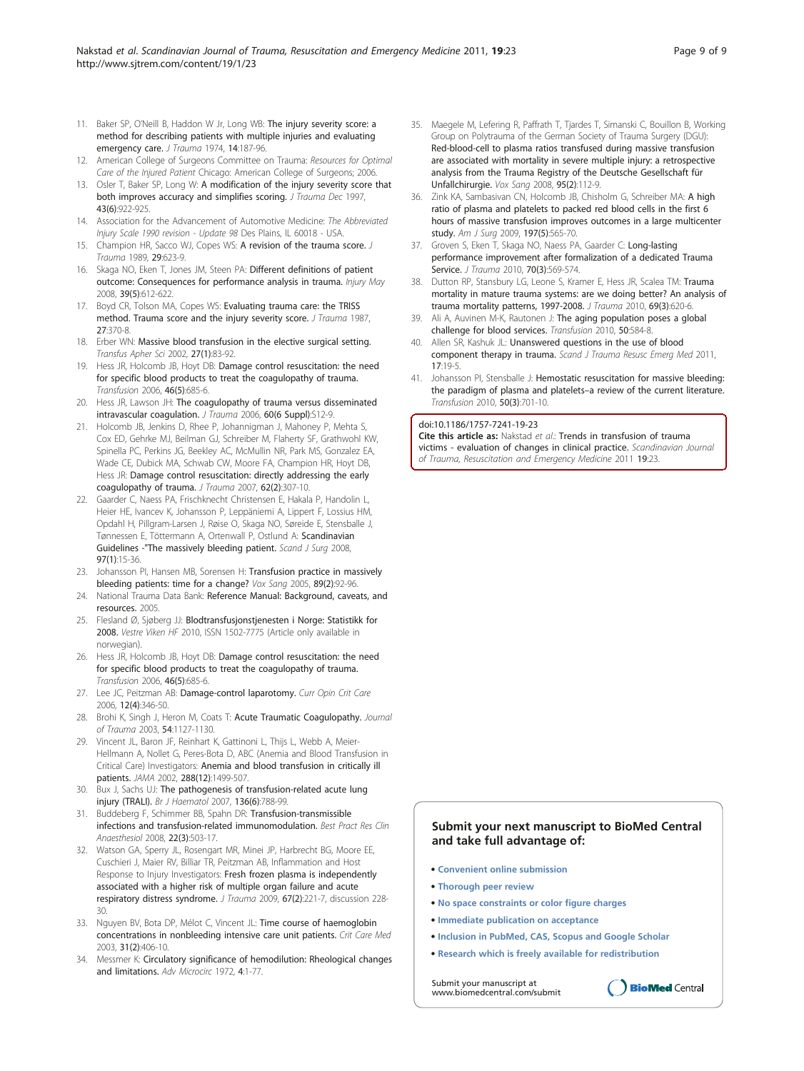11. Baker SP, O'Neill B, Haddon W Jr, Long WB: **The injury severity score: a method for describing patients with multiple injuries and evaluating emergency care.** *J Trauma* 1974, **14**:187-96.
12. American College of Surgeons Committee on Trauma: *Resources for Optimal Care of the Injured Patient* Chicago: American College of Surgeons; 2006.
13. Osler T, Baker SP, Long W: **A modification of the injury severity score that both improves accuracy and simplifies scoring.** *J Trauma* Dec 1997, **43(6)**:922-925.
14. Association for the Advancement of Automotive Medicine: *The Abbreviated Injury Scale 1990 revision - Update 98* Des Plains, IL 60018 - USA.
15. Champion HR, Sacco WJ, Copes WS: **A revision of the trauma score.** *J Trauma* 1989, **29**:623-9.
16. Skaga NO, Eken T, Jones JM, Steen PA: **Different definitions of patient outcome: Consequences for performance analysis in trauma.** *Injury* May 2008, **39(5)**:612-622.
17. Boyd CR, Tolson MA, Copes WS: **Evaluating trauma care: the TRISS method. Trauma score and the injury severity score.** *J Trauma* 1987, **27**:370-8.
18. Erber WN: **Massive blood transfusion in the elective surgical setting.** *Transfus Apher Sci* 2002, **27(1)**:83-92.
19. Hess JR, Holcomb JB, Hoyt DB: **Damage control resuscitation: the need for specific blood products to treat the coagulopathy of trauma.** *Transfusion* 2006, **46(5)**:685-6.
20. Hess JR, Lawson JH: **The coagulopathy of trauma versus disseminated intravascular coagulation.** *J Trauma* 2006, **60(6 Suppl)**:S12-9.
21. Holcomb JB, Jenkins D, Rhee P, Johannigman J, Mahoney P, Mehta S, Cox ED, Gehrke MJ, Beilman GJ, Schreiber M, Flaherty SF, Grathwohl KW, Spinella PC, Perkins JG, Beekley AC, McMullin NR, Park MS, Gonzalez EA, Wade CE, Dubick MA, Schwab CW, Moore FA, Champion HR, Hoyt DB, Hess JR: **Damage control resuscitation: directly addressing the early coagulopathy of trauma.** *J Trauma* 2007, **62(2)**:307-10.
22. Gaarder C, Naess PA, Frischknecht Christensen E, Hakala P, Handolin L, Heier HE, Ivancev K, Johansson P, Leppäniemi A, Lippert F, Lossius HM, Opdahl H, Pillgram-Larsen J, Røise O, Skaga NO, Søreide E, Stensballe J, Tønnessen E, Töttermann A, Ortenwall P, Ostlund A: **Scandinavian Guidelines -"The massively bleeding patient.** *Scand J Surg* 2008, **97(1)**:15-36.
23. Johansson PI, Hansen MB, Sorensen H: **Transfusion practice in massively bleeding patients: time for a change?** *Vox Sang* 2005, **89(2)**:92-96.
24. National Trauma Data Bank: **Reference Manual: Background, caveats, and resources.** 2005.
25. Flesland Ø, Sjøberg JJ: **Blodtransfusjonstjenesten i Norge: Statistikk for 2008.** *Vestre Viken HF* 2010, ISSN 1502-7775 (Article only available in norwegian).
26. Hess JR, Holcomb JB, Hoyt DB: **Damage control resuscitation: the need for specific blood products to treat the coagulopathy of trauma.** *Transfusion* 2006, **46(5)**:685-6.
27. Lee JC, Peitzman AB: **Damage-control laparotomy.** *Curr Opin Crit Care* 2006, **12(4)**:346-50.
28. Brohi K, Singh J, Heron M, Coats T: **Acute Traumatic Coagulopathy.** *Journal of Trauma* 2003, **54**:1127-1130.
29. Vincent JL, Baron JF, Reinhart K, Gattinoni L, Thijs L, Webb A, Meier-Hellmann A, Nollet G, Peres-Bota D, ABC (Anemia and Blood Transfusion in Critical Care) Investigators: **Anemia and blood transfusion in critically ill patients.** *JAMA* 2002, **288(12)**:1499-507.
30. Bux J, Sachs UJ: **The pathogenesis of transfusion-related acute lung injury (TRALI).** *Br J Haematol* 2007, **136(6)**:788-99.
31. Buddeberg F, Schimmer BB, Spahn DR: **Transfusion-transmissible infections and transfusion-related immunomodulation.** *Best Pract Res Clin Anaesthesiol* 2008, **22(3)**:503-17.
32. Watson GA, Sperry JL, Rosengart MR, Minei JP, Harbrecht BG, Moore EE, Cuschieri J, Maier RV, Billiar TR, Peitzman AB, Inflammation and Host Response to Injury Investigators: **Fresh frozen plasma is independently associated with a higher risk of multiple organ failure and acute respiratory distress syndrome.** *J Trauma* 2009, **67(2)**:221-7, discussion 228-30.
33. Nguyen BV, Bota DP, Mélot C, Vincent JL: **Time course of haemoglobin concentrations in nonbleeding intensive care unit patients.** *Crit Care Med* 2003, **31(2)**:406-10.
34. Messmer K: **Circulatory significance of hemodilution: Rheological changes and limitations.** *Adv Microcirc* 1972, **4**:1-77.
35. Maegele M, Lefering R, Paffrath T, Tjardes T, Simanski C, Bouillon B, Working Group on Polytrauma of the German Society of Trauma Surgery (DGU): **Red-blood-cell to plasma ratios transfused during massive transfusion are associated with mortality in severe multiple injury: a retrospective analysis from the Trauma Registry of the Deutsche Gesellschaft für Unfallchirurgie.** *Vox Sang* 2008, **95(2)**:112-9.
36. Zink KA, Sambasivan CN, Holcomb JB, Chisholm G, Schreiber MA: **A high ratio of plasma and platelets to packed red blood cells in the first 6 hours of massive transfusion improves outcomes in a large multicenter study.** *Am J Surg* 2009, **197(5)**:565-70.
37. Groven S, Eken T, Skaga NO, Naess PA, Gaarder C: **Long-lasting performance improvement after formalization of a dedicated Trauma Service.** *J Trauma* 2010, **70(3)**:569-574.
38. Dutton RP, Stansbury LG, Leone S, Kramer E, Hess JR, Scalea TM: **Trauma mortality in mature trauma systems: are we doing better? An analysis of trauma mortality patterns, 1997-2008.** *J Trauma* 2010, **69(3)**:620-6.
39. Ali A, Auvinen M-K, Rautonen J: **The aging population poses a global challenge for blood services.** *Transfusion* 2010, **50**:584-8.
40. Allen SR, Kashuk JL: **Unanswered questions in the use of blood component therapy in trauma.** *Scand J Trauma Resusc Emerg Med* 2011, **17**:19-5.
41. Johansson PI, Stensballe J: **Hemostatic resuscitation for massive bleeding: the paradigm of plasma and platelets–a review of the current literature.** *Transfusion* 2010, **50(3)**:701-10.

doi:10.1186/1757-7241-19-23

**Cite this article as:** Nakstad *et al.*: Trends in transfusion of trauma victims - evaluation of changes in clinical practice. *Scandinavian Journal of Trauma, Resuscitation and Emergency Medicine* 2011 **19**:23.

**Submit your next manuscript to BioMed Central and take full advantage of:**

- Convenient online submission
- Thorough peer review
- No space constraints or color figure charges
- Immediate publication on acceptance
- Inclusion in PubMed, CAS, Scopus and Google Scholar
- Research which is freely available for redistribution

Submit your manuscript at
www.biomedcentral.com/submit

BioMed Central